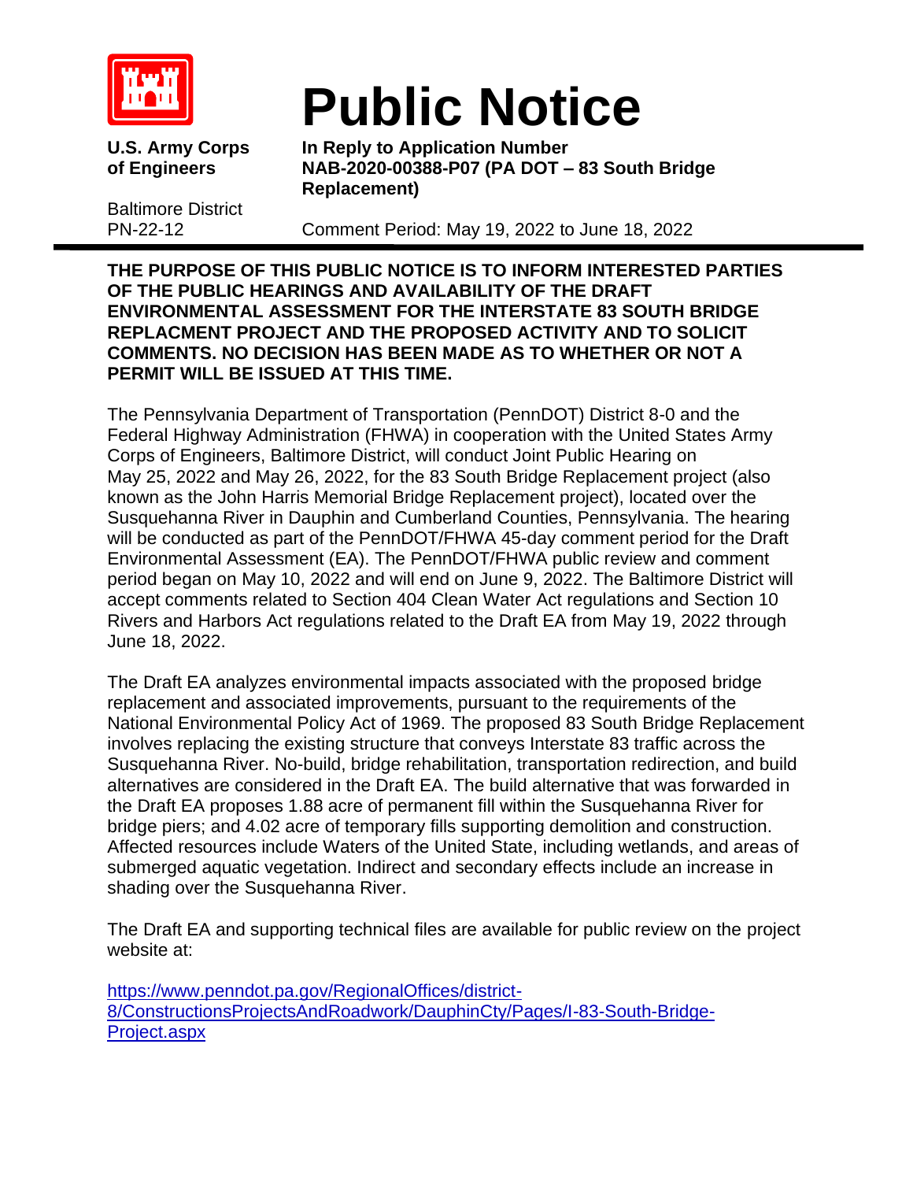U.S. Army Corps of Engineers

Baltimore District
PN-22-12

# Public Notice

**In Reply to Application Number NAB-2020-00388-P07 (PA DOT – 83 South Bridge Replacement)**

Comment Period: May 19, 2022 to June 18, 2022

**THE PURPOSE OF THIS PUBLIC NOTICE IS TO INFORM INTERESTED PARTIES OF THE PUBLIC HEARINGS AND AVAILABILITY OF THE DRAFT ENVIRONMENTAL ASSESSMENT FOR THE INTERSTATE 83 SOUTH BRIDGE REPLACMENT PROJECT AND THE PROPOSED ACTIVITY AND TO SOLICIT COMMENTS. NO DECISION HAS BEEN MADE AS TO WHETHER OR NOT A PERMIT WILL BE ISSUED AT THIS TIME.**

The Pennsylvania Department of Transportation (PennDOT) District 8-0 and the Federal Highway Administration (FHWA) in cooperation with the United States Army Corps of Engineers, Baltimore District, will conduct Joint Public Hearing on May 25, 2022 and May 26, 2022, for the 83 South Bridge Replacement project (also known as the John Harris Memorial Bridge Replacement project), located over the Susquehanna River in Dauphin and Cumberland Counties, Pennsylvania. The hearing will be conducted as part of the PennDOT/FHWA 45-day comment period for the Draft Environmental Assessment (EA). The PennDOT/FHWA public review and comment period began on May 10, 2022 and will end on June 9, 2022. The Baltimore District will accept comments related to Section 404 Clean Water Act regulations and Section 10 Rivers and Harbors Act regulations related to the Draft EA from May 19, 2022 through June 18, 2022.

The Draft EA analyzes environmental impacts associated with the proposed bridge replacement and associated improvements, pursuant to the requirements of the National Environmental Policy Act of 1969. The proposed 83 South Bridge Replacement involves replacing the existing structure that conveys Interstate 83 traffic across the Susquehanna River. No-build, bridge rehabilitation, transportation redirection, and build alternatives are considered in the Draft EA. The build alternative that was forwarded in the Draft EA proposes 1.88 acre of permanent fill within the Susquehanna River for bridge piers; and 4.02 acre of temporary fills supporting demolition and construction. Affected resources include Waters of the United State, including wetlands, and areas of submerged aquatic vegetation. Indirect and secondary effects include an increase in shading over the Susquehanna River.

The Draft EA and supporting technical files are available for public review on the project website at:

[https://www.penndot.pa.gov/RegionalOffices/district-8/ConstructionsProjectsAndRoadwork/DauphinCty/Pages/I-83-South-Bridge-Project.aspx](https://www.penndot.pa.gov/RegionalOffices/district-8/ConstructionsProjectsAndRoadwork/DauphinCty/Pages/I-83-South-Bridge-Project.aspx)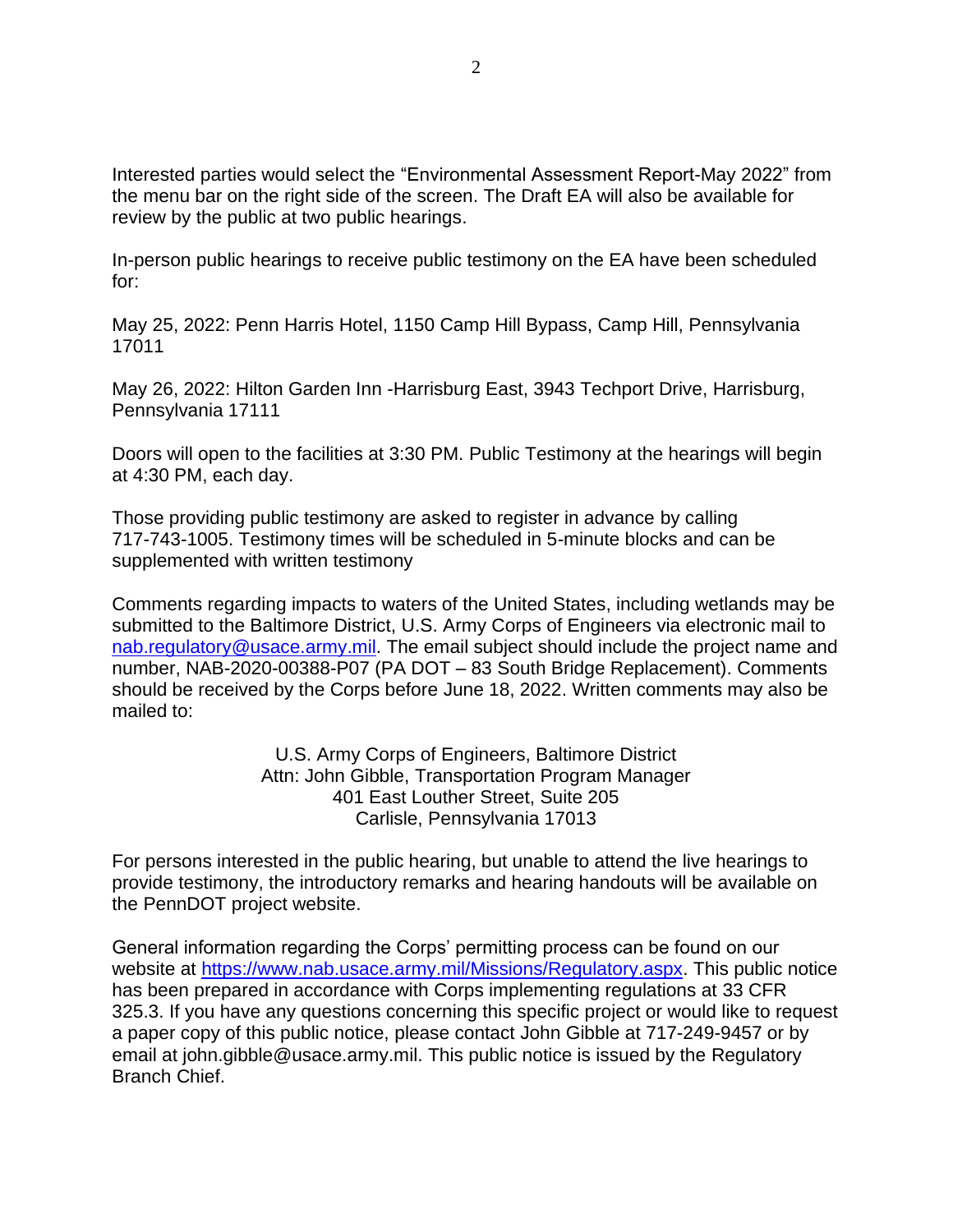Interested parties would select the "Environmental Assessment Report-May 2022" from the menu bar on the right side of the screen. The Draft EA will also be available for review by the public at two public hearings.

In-person public hearings to receive public testimony on the EA have been scheduled for:

May 25, 2022: Penn Harris Hotel, 1150 Camp Hill Bypass, Camp Hill, Pennsylvania 17011

May 26, 2022: Hilton Garden Inn -Harrisburg East, 3943 Techport Drive, Harrisburg, Pennsylvania 17111

Doors will open to the facilities at 3:30 PM. Public Testimony at the hearings will begin at 4:30 PM, each day.

Those providing public testimony are asked to register in advance by calling 717-743-1005. Testimony times will be scheduled in 5-minute blocks and can be supplemented with written testimony

Comments regarding impacts to waters of the United States, including wetlands may be submitted to the Baltimore District, U.S. Army Corps of Engineers via electronic mail to nab.regulatory@usace.army.mil. The email subject should include the project name and number, NAB-2020-00388-P07 (PA DOT – 83 South Bridge Replacement). Comments should be received by the Corps before June 18, 2022. Written comments may also be mailed to:

U.S. Army Corps of Engineers, Baltimore District
Attn: John Gibble, Transportation Program Manager
401 East Louther Street, Suite 205
Carlisle, Pennsylvania 17013

For persons interested in the public hearing, but unable to attend the live hearings to provide testimony, the introductory remarks and hearing handouts will be available on the PennDOT project website.

General information regarding the Corps' permitting process can be found on our website at https://www.nab.usace.army.mil/Missions/Regulatory.aspx. This public notice has been prepared in accordance with Corps implementing regulations at 33 CFR 325.3. If you have any questions concerning this specific project or would like to request a paper copy of this public notice, please contact John Gibble at 717-249-9457 or by email at john.gibble@usace.army.mil. This public notice is issued by the Regulatory Branch Chief.